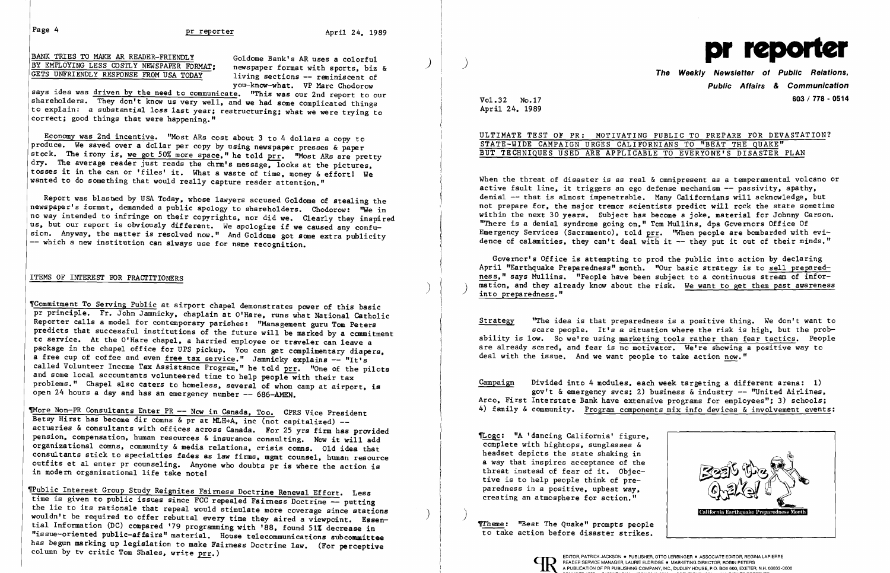## BANK TRIES TO MAKE AR READER-FRIENDLY BY EMPLOYING LESS COSTLY NEWSPAPER FORMAT; GETS UNFRIENDLY RESPONSE FROM USA TODAY

Goldome Bank's AR uses a colorful newspaper format with sports, biz & living sections -- reminiscent of you-know-what. VP Marc Chodorow says idea was driven by the need to communicate. "This was our 2nd report to our shareholders. They don't know us very well, and we had some complicated things to explain: a substantial loss last year; restructuring; what we were trying to correct; good things that were happening."

Economy was 2nd incentive. "Most ARs cost about 3 to 4 dollars a copy to produce. We saved over a dollar per copy by using newspaper presses & paper stock. The irony is, we got 50% more space," he told prr. "Most ARs are pretty dry. The average reader just reads the chrm's message, looks at the pictures, tosses it in the can or 'files' it. What a waste of time, money & effort! We wanted to do something that would really capture reader attention."

Report was blasted by USA Today, whose lawyers accused Goldome of stealing the newspaper's format, demanded a public apology to shareholders. Chodorow: "We in no way intended to infringe on their copyrights, nor did we. Clearly they inspired us, but our report is obviously different. We apologize if we caused any confusion. Anyway, the matter is resolved now." And Goldome got some extra publicity -- which a new institution can always use for name recognition.

## ITEMS OF INTEREST FOR PRACTITIONERS

¶Commitment To Serving Public at airport chapel demonstrates power of this basic pr principle. Fr. John Jamnicky, chaplain at O'Hare, runs what National Catholic Reporter calls a model for contemporary parishes: "Management guru Tom Peters predicts that successful institutions of the future will be marked by a commitment to service. At the O'Hare chapel, a harried employee or traveler can leave a package in the chapel office for UPS pickup. You can get complimentary diapers, a free cup of coffee and even free tax service." Jamnicky explains -- "It's called Volunteer Income Tax Assistance Program," he told prr. "One of the pilots and some local accountants volunteered time to help people with their tax problems." Chapel also caters to homeless, several of whom camp at airport, is open 24 hours a day and has an emergency number -- 686-AMEN.

¶More Non-PR Consultants Enter PR -- Now in Canada, Too. CPRS Vice President Betsy Hirst has become dir comns & pr at MLH+A, inc (not capitalized) -- actuaries & consultants with offices across Canada. For 25 yrs firm has provided pension, compensation, human resources & insurance consulting. Now it will add organizational comns, community & media relations, crisis comns. Old idea that consultants stick to specialties fades as law firms, mgmt counsel, human resource outfits et al enter pr counseling. Anyone who doubts pr is where the action is in modern organizational life take note!

¶Public Interest Group Study Reignites Fairness Doctrine Renewal Effort. Less time is given to public issues since FCC repealed Fairness Doctrine -- putting the lie to its rationale that repeal would stimulate more coverage since stations wouldn't be required to offer rebuttal every time they aired a viewpoint. Essential Information (DC) compared '79 programming with '88, found 51% decrease in "issue-oriented public-affairs" material. House telecommunications subcommittee has begun marking up legislation to make Fairness Doctrine law. (For perceptive column by tv critic Tom Shales, write prr.)

# pr reporter

**The Weekly Newsletter of Public Relations, Public Affairs & Communication**

603 / 778 - 0514

Vol.32 No.17
April 24, 1989

## ULTIMATE TEST OF PR: MOTIVATING PUBLIC TO PREPARE FOR DEVASTATION? STATE-WIDE CAMPAIGN URGES CALIFORNIANS TO "BEAT THE QUAKE" BUT TECHNIQUES USED ARE APPLICABLE TO EVERYONE'S DISASTER PLAN

When the threat of disaster is as real & omnipresent as a temperamental volcano or active fault line, it triggers an ego defense mechanism -- passivity, apathy, denial -- that is almost impenetrable. Many Californians will acknowledge, but not prepare for, the major tremor scientists predict will rock the state sometime within the next 30 years. Subject has become a joke, material for Johnny Carson. "There is a denial syndrome going on," Tom Mullins, dpa Governors Office Of Emergency Services (Sacramento), told prr. "When people are bombarded with evidence of calamities, they can't deal with it -- they put it out of their minds."

Governor's Office is attempting to prod the public into action by declaring April "Earthquake Preparedness" month. "Our basic strategy is to sell preparedness," says Mullins. "People have been subject to a continuous stream of information, and they already know about the risk. We want to get them past awareness into preparedness."

Strategy "The idea is that preparedness is a positive thing. We don't want to scare people. It's a situation where the risk is high, but the probability is low. So we're using marketing tools rather than fear tactics. People are already scared, and fear is no motivator. We're showing a positive way to deal with the issue. And we want people to take action now."

Campaign Divided into 4 modules, each week targeting a different arena: 1) gov't & emergency svcs; 2) business & industry -- "United Airlines, Arco, First Interstate Bank have extensive programs for employees"; 3) schools; 4) family & community. Program components mix info devices & involvement events:

¶Logo: "A 'dancing California' figure, complete with hightops, sunglasses & headset depicts the state shaking in a way that inspires acceptance of the threat instead of fear of it. Objective is to help people think of preparedness in a positive, upbeat way, creating an atmosphere for action."

Beat the Quake!
California Earthquake Preparedness Month

¶Theme: "Beat The Quake" prompts people to take action before disaster strikes.

EDITOR, PATRICK JACKSON • PUBLISHER, OTTO LERBINGER • ASSOCIATE EDITOR, REGINA LAPIERRE
READER SERVICE MANAGER, LAURIE ELDRIDGE • MARKETING DIRECTOR, ROBIN PETERS
A PUBLICATION OF PR PUBLISHING COMPANY, INC., DUDLEY HOUSE, P.O. BOX 600, EXETER, N.H. 03833-0600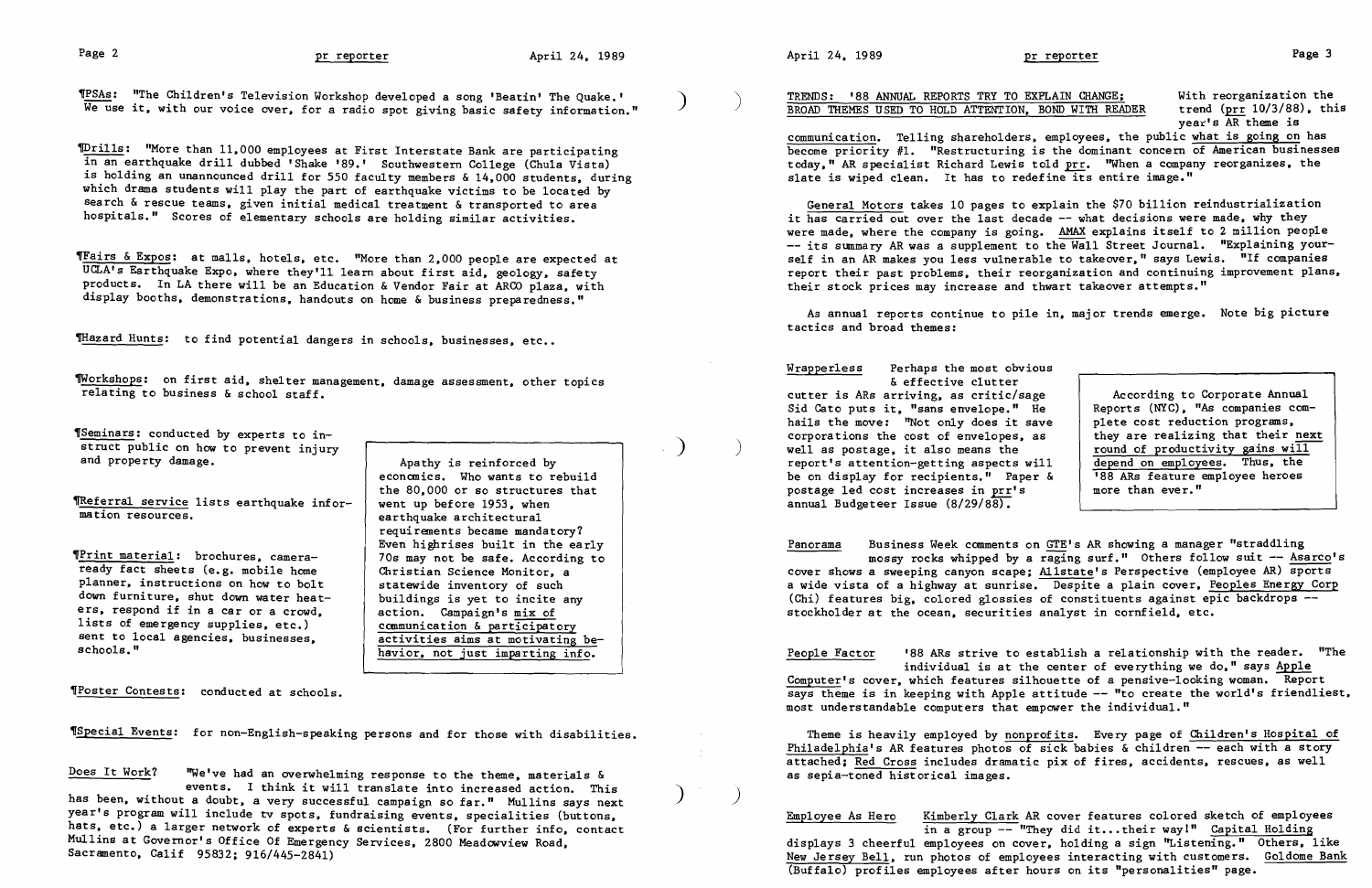¶PSAs: "The Children's Television Workshop developed a song 'Beatin' The Quake.' We use it, with our voice over, for a radio spot giving basic safety information."

¶Drills: "More than 11,000 employees at First Interstate Bank are participating in an earthquake drill dubbed 'Shake '89.' Southwestern College (Chula Vista) is holding an unannounced drill for 550 faculty members & 14,000 students, during which drama students will play the part of earthquake victims to be located by search & rescue teams, given initial medical treatment & transported to area hospitals." Scores of elementary schools are holding similar activities.

¶Fairs & Expos: at malls, hotels, etc. "More than 2,000 people are expected at UCLA's Earthquake Expo, where they'll learn about first aid, geology, safety products. In LA there will be an Education & Vendor Fair at ARCO plaza, with display booths, demonstrations, handouts on home & business preparedness."

¶Hazard Hunts: to find potential dangers in schools, businesses, etc..

¶Workshops: on first aid, shelter management, damage assessment, other topics relating to business & school staff.

¶Seminars: conducted by experts to instruct public on how to prevent injury and property damage.

¶Referral service lists earthquake information resources.

¶Print material: brochures, camera-ready fact sheets (e.g. mobile home planner, instructions on how to bolt down furniture, shut down water heaters, respond if in a car or a crowd, lists of emergency supplies, etc.) sent to local agencies, businesses, schools."

> Apathy is reinforced by economics. Who wants to rebuild the 80,000 or so structures that went up before 1953, when earthquake architectural requirements became mandatory? Even highrises built in the early 70s may not be safe. According to Christian Science Monitor, a statewide inventory of such buildings is yet to incite any action. Campaign's mix of communication & participatory activities aims at motivating behavior, not just imparting info.

¶Poster Contests: conducted at schools.

¶Special Events: for non-English-speaking persons and for those with disabilities.

Does It Work? "We've had an overwhelming response to the theme, materials & events. I think it will translate into increased action. This has been, without a doubt, a very successful campaign so far." Mullins says next year's program will include tv spots, fundraising events, specialities (buttons, hats, etc.) a larger network of experts & scientists. (For further info, contact Mullins at Governor's Office Of Emergency Services, 2800 Meadowview Road, Sacramento, Calif 95832; 916/445-2841)

## TRENDS: '88 ANNUAL REPORTS TRY TO EXPLAIN CHANGE; BROAD THEMES USED TO HOLD ATTENTION, BOND WITH READER

With reorganization the trend (prr 10/3/88), this year's AR theme is communication. Telling shareholders, employees, the public what is going on has become priority #1. "Restructuring is the dominant concern of American businesses today," AR specialist Richard Lewis told prr. "When a company reorganizes, the slate is wiped clean. It has to redefine its entire image."

General Motors takes 10 pages to explain the $70 billion reindustrialization it has carried out over the last decade -- what decisions were made, why they were made, where the company is going. AMAX explains itself to 2 million people -- its summary AR was a supplement to the Wall Street Journal. "Explaining yourself in an AR makes you less vulnerable to takeover," says Lewis. "If companies report their past problems, their reorganization and continuing improvement plans, their stock prices may increase and thwart takeover attempts."

As annual reports continue to pile in, major trends emerge. Note big picture tactics and broad themes:

Wrapperless Perhaps the most obvious & effective clutter cutter is ARs arriving, as critic/sage Sid Cato puts it, "sans envelope." He hails the move: "Not only does it save corporations the cost of envelopes, as well as postage, it also means the report's attention-getting aspects will be on display for recipients." Paper & postage led cost increases in prr's annual Budgeteer Issue (8/29/88).

> According to Corporate Annual Reports (NYC), "As companies complete cost reduction programs, they are realizing that their next round of productivity gains will depend on employees. Thus, the '88 ARs feature employee heroes more than ever."

Panorama Business Week comments on GTE's AR showing a manager "straddling mossy rocks whipped by a raging surf." Others follow suit -- Asarco's cover shows a sweeping canyon scape; Allstate's Perspective (employee AR) sports a wide vista of a highway at sunrise. Despite a plain cover, Peoples Energy Corp (Chi) features big, colored glossies of constituents against epic backdrops -- stockholder at the ocean, securities analyst in cornfield, etc.

People Factor '88 ARs strive to establish a relationship with the reader. "The individual is at the center of everything we do," says Apple Computer's cover, which features silhouette of a pensive-looking woman. Report says theme is in keeping with Apple attitude -- "to create the world's friendliest, most understandable computers that empower the individual."

Theme is heavily employed by nonprofits. Every page of Children's Hospital of Philadelphia's AR features photos of sick babies & children -- each with a story attached; Red Cross includes dramatic pix of fires, accidents, rescues, as well as sepia-toned historical images.

Employee As Hero Kimberly Clark AR cover features colored sketch of employees in a group -- "They did it...their way!" Capital Holding displays 3 cheerful employees on cover, holding a sign "Listening." Others, like New Jersey Bell, run photos of employees interacting with customers. Goldome Bank (Buffalo) profiles employees after hours on its "personalities" page.